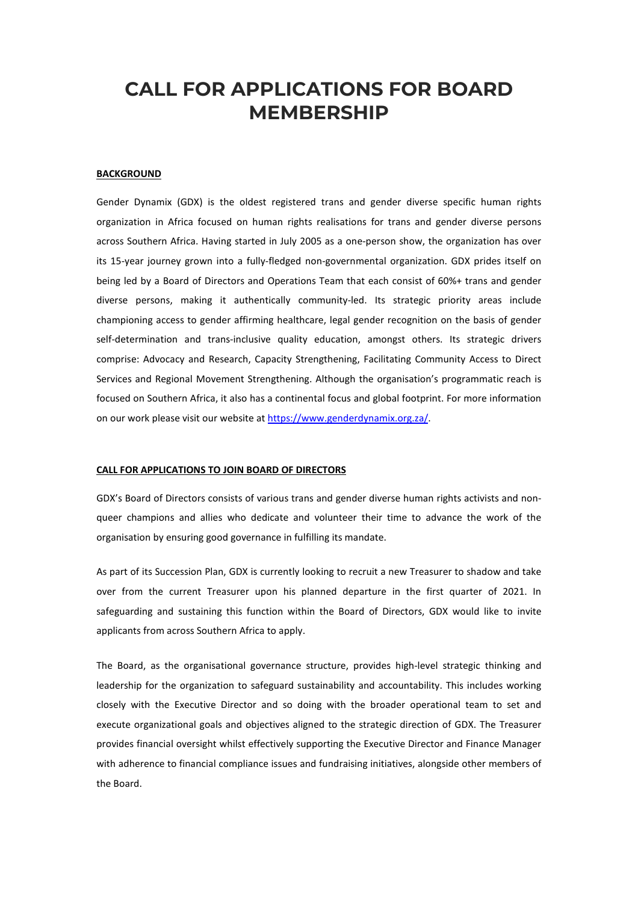# CALL FOR APPLICATIONS FOR BOARD MEMBERSHIP

## BACKGROUND

Gender Dynamix (GDX) is the oldest registered trans and gender diverse specific human rights organization in Africa focused on human rights realisations for trans and gender diverse persons across Southern Africa. Having started in July 2005 as a one-person show, the organization has over its 15-year journey grown into a fully-fledged non-governmental organization. GDX prides itself on being led by a Board of Directors and Operations Team that each consist of 60%+ trans and gender diverse persons, making it authentically community-led. Its strategic priority areas include championing access to gender affirming healthcare, legal gender recognition on the basis of gender self-determination and trans-inclusive quality education, amongst others. Its strategic drivers comprise: Advocacy and Research, Capacity Strengthening, Facilitating Community Access to Direct Services and Regional Movement Strengthening. Although the organisation's programmatic reach is focused on Southern Africa, it also has a continental focus and global footprint. For more information on our work please visit our website at https://www.genderdynamix.org.za/.

## CALL FOR APPLICATIONS TO JOIN BOARD OF DIRECTORS

GDX's Board of Directors consists of various trans and gender diverse human rights activists and non-queer champions and allies who dedicate and volunteer their time to advance the work of the organisation by ensuring good governance in fulfilling its mandate.

As part of its Succession Plan, GDX is currently looking to recruit a new Treasurer to shadow and take over from the current Treasurer upon his planned departure in the first quarter of 2021. In safeguarding and sustaining this function within the Board of Directors, GDX would like to invite applicants from across Southern Africa to apply.

The Board, as the organisational governance structure, provides high-level strategic thinking and leadership for the organization to safeguard sustainability and accountability. This includes working closely with the Executive Director and so doing with the broader operational team to set and execute organizational goals and objectives aligned to the strategic direction of GDX. The Treasurer provides financial oversight whilst effectively supporting the Executive Director and Finance Manager with adherence to financial compliance issues and fundraising initiatives, alongside other members of the Board.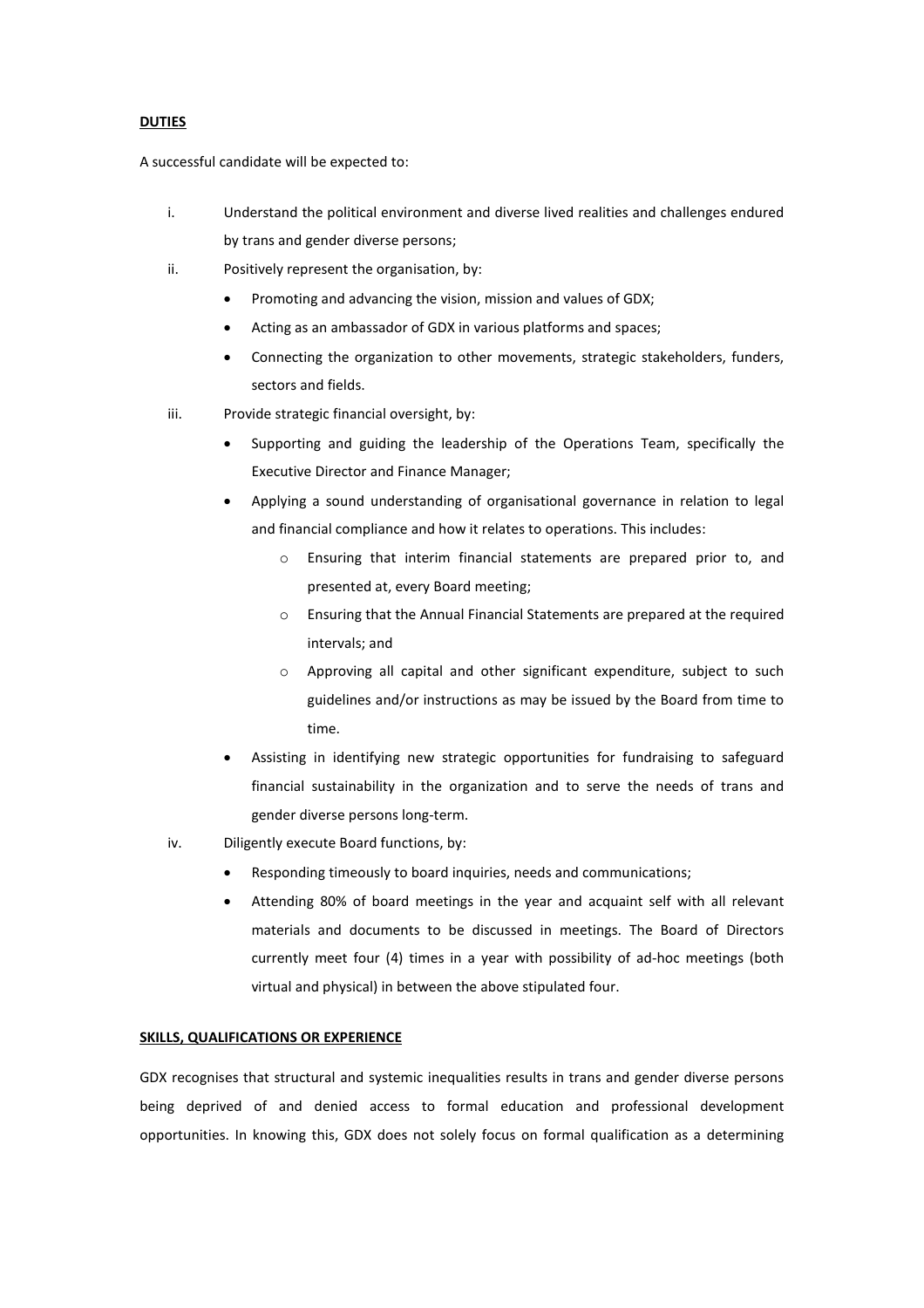**DUTIES**

A successful candidate will be expected to:

i. Understand the political environment and diverse lived realities and challenges endured by trans and gender diverse persons;

ii. Positively represent the organisation, by:
   - Promoting and advancing the vision, mission and values of GDX;
   - Acting as an ambassador of GDX in various platforms and spaces;
   - Connecting the organization to other movements, strategic stakeholders, funders, sectors and fields.

iii. Provide strategic financial oversight, by:
   - Supporting and guiding the leadership of the Operations Team, specifically the Executive Director and Finance Manager;
   - Applying a sound understanding of organisational governance in relation to legal and financial compliance and how it relates to operations. This includes:
     - Ensuring that interim financial statements are prepared prior to, and presented at, every Board meeting;
     - Ensuring that the Annual Financial Statements are prepared at the required intervals; and
     - Approving all capital and other significant expenditure, subject to such guidelines and/or instructions as may be issued by the Board from time to time.
   - Assisting in identifying new strategic opportunities for fundraising to safeguard financial sustainability in the organization and to serve the needs of trans and gender diverse persons long-term.

iv. Diligently execute Board functions, by:
   - Responding timeously to board inquiries, needs and communications;
   - Attending 80% of board meetings in the year and acquaint self with all relevant materials and documents to be discussed in meetings. The Board of Directors currently meet four (4) times in a year with possibility of ad-hoc meetings (both virtual and physical) in between the above stipulated four.

**SKILLS, QUALIFICATIONS OR EXPERIENCE**

GDX recognises that structural and systemic inequalities results in trans and gender diverse persons being deprived of and denied access to formal education and professional development opportunities. In knowing this, GDX does not solely focus on formal qualification as a determining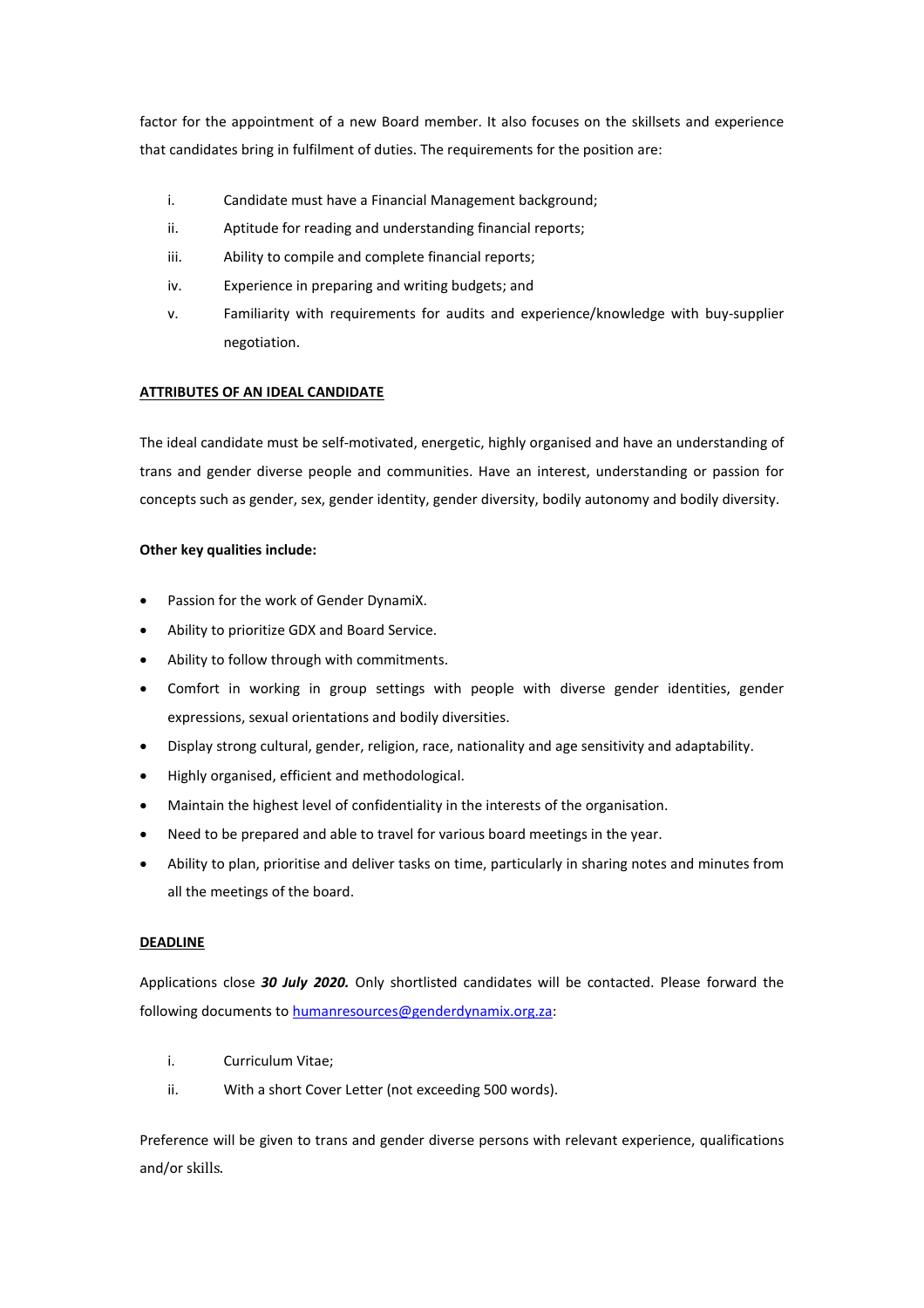factor for the appointment of a new Board member. It also focuses on the skillsets and experience that candidates bring in fulfilment of duties. The requirements for the position are:

i. Candidate must have a Financial Management background;
ii. Aptitude for reading and understanding financial reports;
iii. Ability to compile and complete financial reports;
iv. Experience in preparing and writing budgets; and
v. Familiarity with requirements for audits and experience/knowledge with buy-supplier negotiation.

## ATTRIBUTES OF AN IDEAL CANDIDATE

The ideal candidate must be self-motivated, energetic, highly organised and have an understanding of trans and gender diverse people and communities. Have an interest, understanding or passion for concepts such as gender, sex, gender identity, gender diversity, bodily autonomy and bodily diversity.

**Other key qualities include:**

- Passion for the work of Gender DynamiX.
- Ability to prioritize GDX and Board Service.
- Ability to follow through with commitments.
- Comfort in working in group settings with people with diverse gender identities, gender expressions, sexual orientations and bodily diversities.
- Display strong cultural, gender, religion, race, nationality and age sensitivity and adaptability.
- Highly organised, efficient and methodological.
- Maintain the highest level of confidentiality in the interests of the organisation.
- Need to be prepared and able to travel for various board meetings in the year.
- Ability to plan, prioritise and deliver tasks on time, particularly in sharing notes and minutes from all the meetings of the board.

## DEADLINE

Applications close ***30 July 2020.*** Only shortlisted candidates will be contacted. Please forward the following documents to humanresources@genderdynamix.org.za:

i. Curriculum Vitae;
ii. With a short Cover Letter (not exceeding 500 words).

Preference will be given to trans and gender diverse persons with relevant experience, qualifications and/or skills.